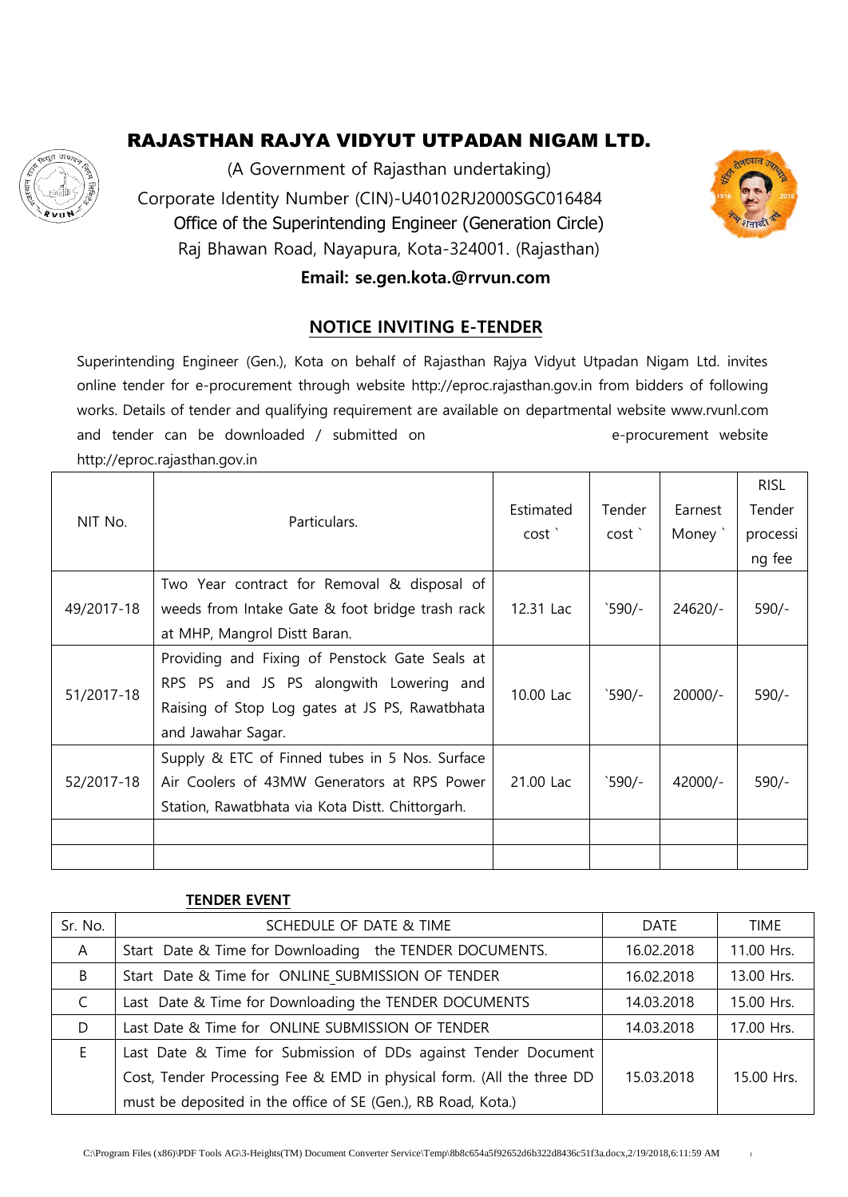# RAJASTHAN RAJYA VIDYUT UTPADAN NIGAM LTD.

(A Government of Rajasthan undertaking)

Corporate Identity Number (CIN)-U40102RJ2000SGC016484

Office of the Superintending Engineer (Generation Circle)

Raj Bhawan Road, Nayapura, Kota-324001. (Rajasthan)

**Email: se.gen.kota.@rrvun.com**

## NOTICE INVITING E-TENDER

Superintending Engineer (Gen.), Kota on behalf of Rajasthan Rajya Vidyut Utpadan Nigam Ltd. invites online tender for e-procurement through website http://eproc.rajasthan.gov.in from bidders of following works. Details of tender and qualifying requirement are available on departmental website www.rvunl.com and tender can be downloaded / submitted on e-procurement website http://eproc.rajasthan.gov.in

| NIT No. | Particulars. | Estimated cost ` | Tender cost ` | Earnest Money ` | RISL Tender processing fee |
|---|---|---|---|---|---|
| 49/2017-18 | Two Year contract for Removal & disposal of weeds from Intake Gate & foot bridge trash rack at MHP, Mangrol Distt Baran. | 12.31 Lac | `590/- | 24620/- | 590/- |
| 51/2017-18 | Providing and Fixing of Penstock Gate Seals at RPS PS and JS PS alongwith Lowering and Raising of Stop Log gates at JS PS, Rawatbhata and Jawahar Sagar. | 10.00 Lac | `590/- | 20000/- | 590/- |
| 52/2017-18 | Supply & ETC of Finned tubes in 5 Nos. Surface Air Coolers of 43MW Generators at RPS Power Station, Rawatbhata via Kota Distt. Chittorgarh. | 21.00 Lac | `590/- | 42000/- | 590/- |
| | | | | | |
| | | | | | |

**TENDER EVENT**

| Sr. No. | SCHEDULE OF DATE & TIME | DATE | TIME |
|---|---|---|---|
| A | Start Date & Time for Downloading the TENDER DOCUMENTS. | 16.02.2018 | 11.00 Hrs. |
| B | Start Date & Time for ONLINE SUBMISSION OF TENDER | 16.02.2018 | 13.00 Hrs. |
| C | Last Date & Time for Downloading the TENDER DOCUMENTS | 14.03.2018 | 15.00 Hrs. |
| D | Last Date & Time for ONLINE SUBMISSION OF TENDER | 14.03.2018 | 17.00 Hrs. |
| E | Last Date & Time for Submission of DDs against Tender Document Cost, Tender Processing Fee & EMD in physical form. (All the three DD must be deposited in the office of SE (Gen.), RB Road, Kota.) | 15.03.2018 | 15.00 Hrs. |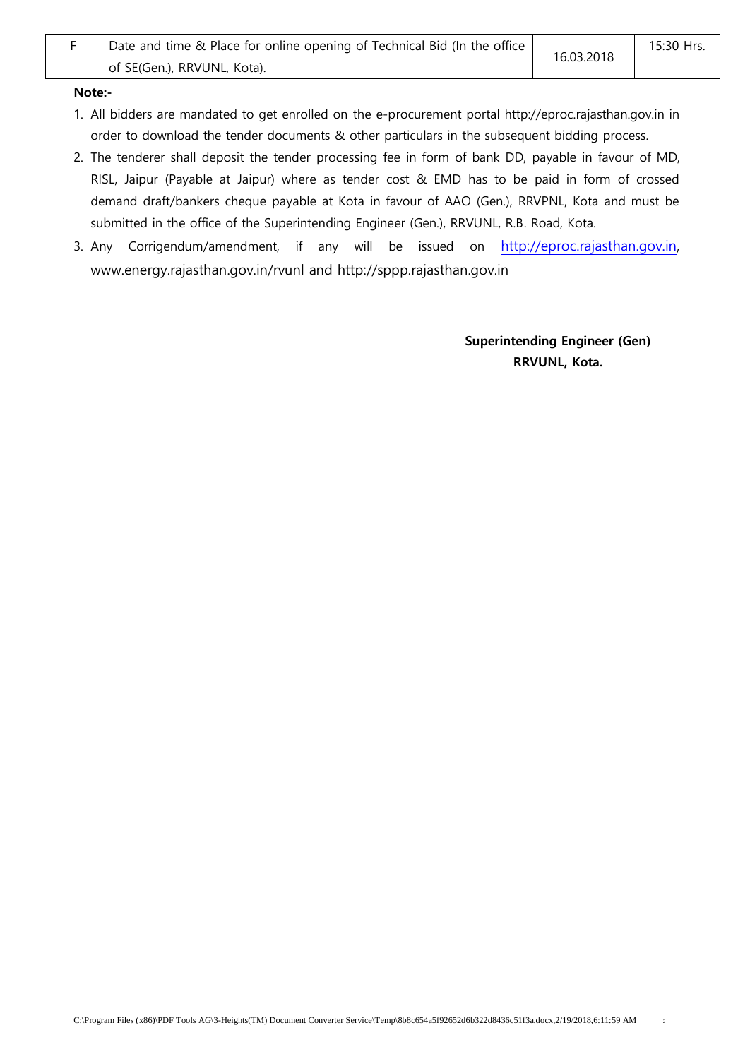| F | Date and time & Place for online opening of Technical Bid (In the office of SE(Gen.), RRVUNL, Kota). | 16.03.2018 | 15:30 Hrs. |
|---|---|---|---|

**Note:-**

1. All bidders are mandated to get enrolled on the e-procurement portal http://eproc.rajasthan.gov.in in order to download the tender documents & other particulars in the subsequent bidding process.
2. The tenderer shall deposit the tender processing fee in form of bank DD, payable in favour of MD, RISL, Jaipur (Payable at Jaipur) where as tender cost & EMD has to be paid in form of crossed demand draft/bankers cheque payable at Kota in favour of AAO (Gen.), RRVPNL, Kota and must be submitted in the office of the Superintending Engineer (Gen.), RRVUNL, R.B. Road, Kota.
3. Any Corrigendum/amendment, if any will be issued on http://eproc.rajasthan.gov.in, www.energy.rajasthan.gov.in/rvunl and http://sppp.rajasthan.gov.in

**Superintending Engineer (Gen)**
**RRVUNL, Kota.**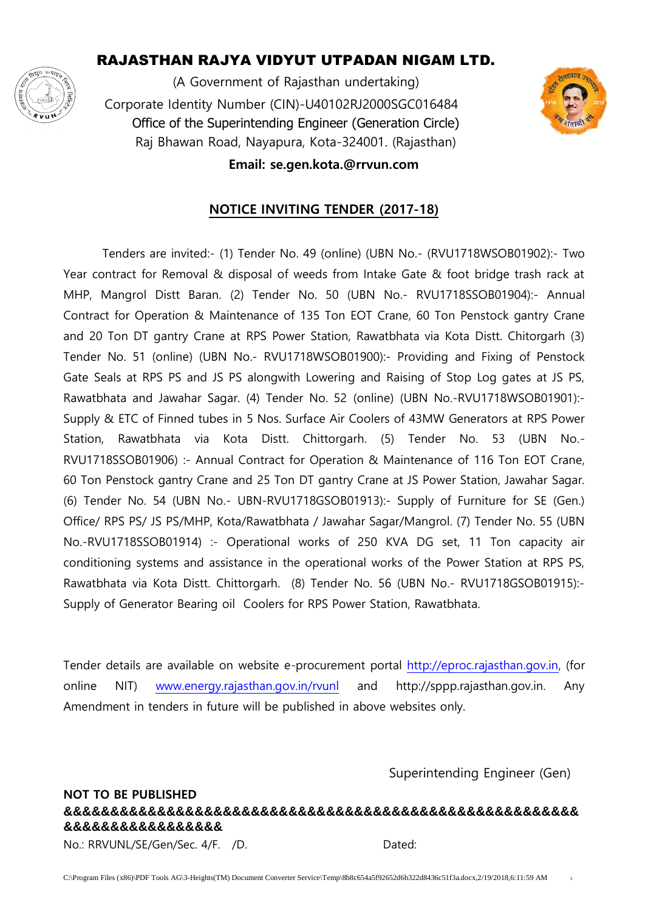# RAJASTHAN RAJYA VIDYUT UTPADAN NIGAM LTD.

(A Government of Rajasthan undertaking)

Corporate Identity Number (CIN)-U40102RJ2000SGC016484

Office of the Superintending Engineer (Generation Circle)

Raj Bhawan Road, Nayapura, Kota-324001. (Rajasthan)

**Email: se.gen.kota.@rrvun.com**

## NOTICE INVITING TENDER (2017-18)

Tenders are invited:- (1) Tender No. 49 (online) (UBN No.- (RVU1718WSOB01902):- Two Year contract for Removal & disposal of weeds from Intake Gate & foot bridge trash rack at MHP, Mangrol Distt Baran. (2) Tender No. 50 (UBN No.- RVU1718SSOB01904):- Annual Contract for Operation & Maintenance of 135 Ton EOT Crane, 60 Ton Penstock gantry Crane and 20 Ton DT gantry Crane at RPS Power Station, Rawatbhata via Kota Distt. Chitorgarh (3) Tender No. 51 (online) (UBN No.- RVU1718WSOB01900):- Providing and Fixing of Penstock Gate Seals at RPS PS and JS PS alongwith Lowering and Raising of Stop Log gates at JS PS, Rawatbhata and Jawahar Sagar. (4) Tender No. 52 (online) (UBN No.-RVU1718WSOB01901):- Supply & ETC of Finned tubes in 5 Nos. Surface Air Coolers of 43MW Generators at RPS Power Station, Rawatbhata via Kota Distt. Chittorgarh. (5) Tender No. 53 (UBN No.- RVU1718SSOB01906) :- Annual Contract for Operation & Maintenance of 116 Ton EOT Crane, 60 Ton Penstock gantry Crane and 25 Ton DT gantry Crane at JS Power Station, Jawahar Sagar. (6) Tender No. 54 (UBN No.- UBN-RVU1718GSOB01913):- Supply of Furniture for SE (Gen.) Office/ RPS PS/ JS PS/MHP, Kota/Rawatbhata / Jawahar Sagar/Mangrol. (7) Tender No. 55 (UBN No.-RVU1718SSOB01914) :- Operational works of 250 KVA DG set, 11 Ton capacity air conditioning systems and assistance in the operational works of the Power Station at RPS PS, Rawatbhata via Kota Distt. Chittorgarh. (8) Tender No. 56 (UBN No.- RVU1718GSOB01915):- Supply of Generator Bearing oil Coolers for RPS Power Station, Rawatbhata.

Tender details are available on website e-procurement portal http://eproc.rajasthan.gov.in, (for online NIT) www.energy.rajasthan.gov.in/rvunl and http://sppp.rajasthan.gov.in. Any Amendment in tenders in future will be published in above websites only.

Superintending Engineer (Gen)

**NOT TO BE PUBLISHED**

**&&&&&&&&&&&&&&&&&&&&&&&&&&&&&&&&&&&&&&&&&&&&&&&&&&&&&&&&&&&&&&&&&&&&&&&**

No.: RRVUNL/SE/Gen/Sec. 4/F. /D. Dated: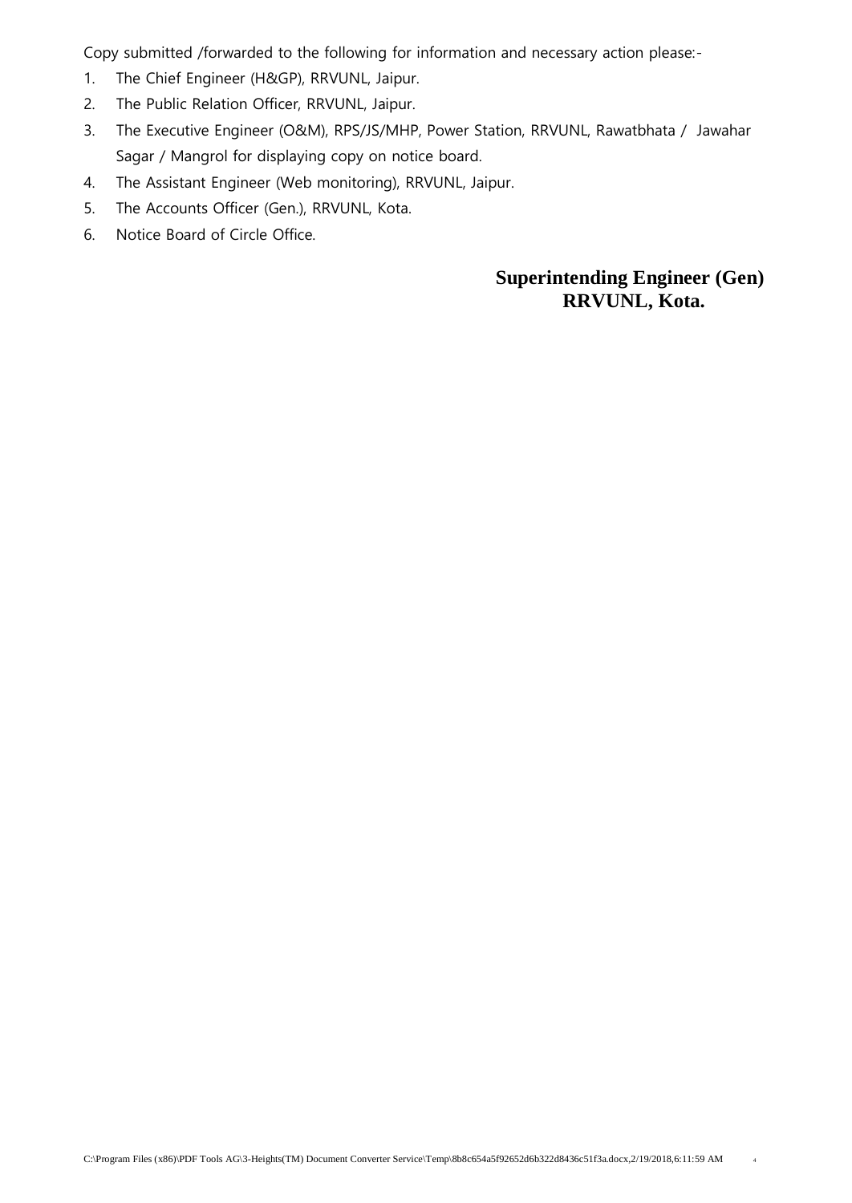Copy submitted /forwarded to the following for information and necessary action please:-

1. The Chief Engineer (H&GP), RRVUNL, Jaipur.
2. The Public Relation Officer, RRVUNL, Jaipur.
3. The Executive Engineer (O&M), RPS/JS/MHP, Power Station, RRVUNL, Rawatbhata / Jawahar Sagar / Mangrol for displaying copy on notice board.
4. The Assistant Engineer (Web monitoring), RRVUNL, Jaipur.
5. The Accounts Officer (Gen.), RRVUNL, Kota.
6. Notice Board of Circle Office.

**Superintending Engineer (Gen)**
**RRVUNL, Kota.**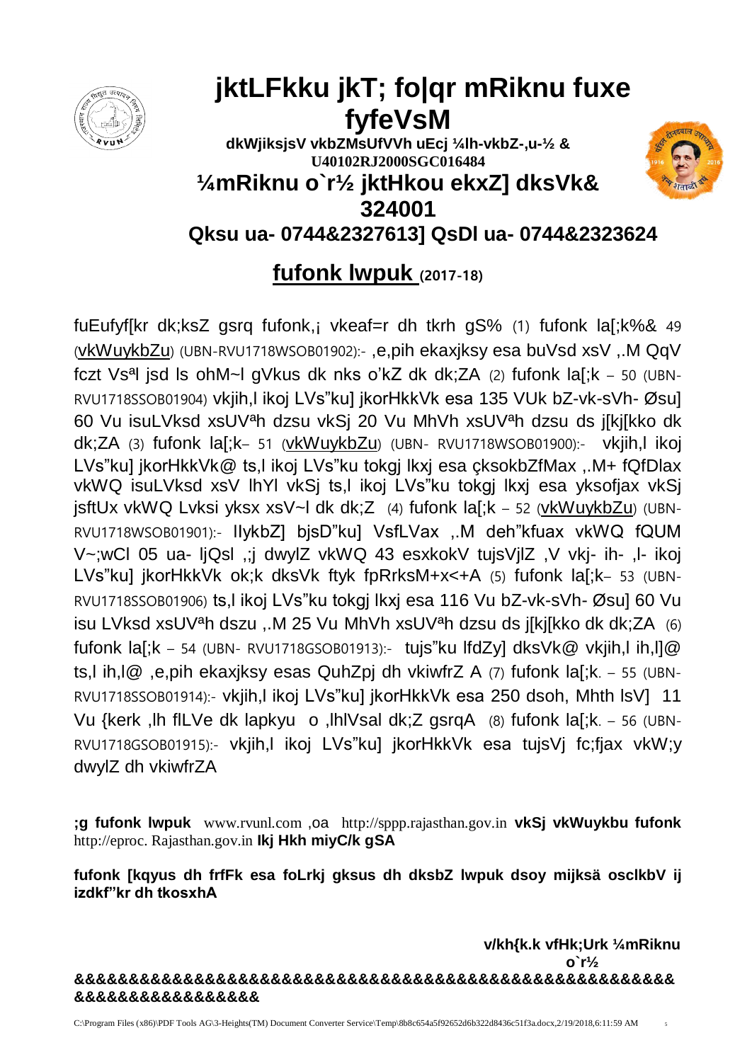# jktLFkku jkT; fo|qr mRiknu fuxe fyfeVsM

**dkWjiksjsV vkbZMsUfVVh uEcj ¼lh-vkbZ-,u-½ & U40102RJ2000SGC016484**

## ¼mRiknu o`r½ jktHkou ekxZ] dksVk& 324001

### Qksu ua- 0744&2327613] QsDl ua- 0744&2323624

## fufonk lwpuk (2017-18)

fuEufyf[kr dk;ksZ gsrq fufonk,¡ vkeaf=r dh tkrh gS% (1) fufonk la[;k%& 49 (vkWuykbZu) (UBN-RVU1718WSOB01902):- ,e,pih ekaxjksy esa buVsd xsV ,.M QqV fczt Vs<sup>a</sup>l jsd ls ohM~l gVkus dk nks o'kZ dk dk;ZA (2) fufonk la[;k – 50 (UBN-RVU1718SSOB01904) vkjih,l ikoj LVs"ku] jkorHkkVk esa 135 VUk bZ-vk-sVh- Øsu] 60 Vu isuLVksd xsUV<sup>a</sup>h dzsu vkSj 20 Vu MhVh xsUV<sup>a</sup>h dzsu ds j[kj[kko dk dk;ZA (3) fufonk la[;k– 51 (vkWuykbZu) (UBN- RVU1718WSOB01900):- vkjih,l ikoj LVs"ku] jkorHkkVk@ ts,l ikoj LVs"ku tokgj lkxj esa çksokbZfMax ,.M+ fQfDlax vkWQ isuLVksd xsV lhYl vkSj ts,l ikoj LVs"ku tokgj lkxj esa yksofjax vkSj jsftUx vkWQ Lvksi yksx xsV~l dk dk;Z (4) fufonk la[;k – 52 (vkWuykbZu) (UBN-RVU1718WSOB01901):- llykbZ] bjsD"ku] VsfLVax ,.M deh"kfuax vkWQ fQUM V~;wCl 05 ua- ljQsl ,;j dwylZ vkWQ 43 esxkokV tujsVjlZ ,V vkj- ih- ,l- ikoj LVs"ku] jkorHkkVk ok;k dksVk ftyk fpRrksM+x<+A (5) fufonk la[;k– 53 (UBN-RVU1718SSOB01906) ts,l ikoj LVs"ku tokgj lkxj esa 116 Vu bZ-vk-sVh- Øsu] 60 Vu isu LVksd xsUV<sup>a</sup>h dzsu ,.M 25 Vu MhVh xsUV<sup>a</sup>h dzsu ds j[kj[kko dk dk;ZA (6) fufonk la[;k – 54 (UBN- RVU1718GSOB01913):- tujs"ku lfdZy] dksVk@ vkjih,l ih,l]@ ts,l ih,l@ ,e,pih ekaxjksy esas QuhZpj dh vkiwfrZ A (7) fufonk la[;k. – 55 (UBN-RVU1718SSOB01914):- vkjih,l ikoj LVs"ku] jkorHkkVk esa 250 dsoh, Mhth lsV] 11 Vu {kerk ,lh flLVe dk lapkyu o ,lhlVsal dk;Z gsrqA (8) fufonk la[;k. – 56 (UBN-RVU1718GSOB01915):- vkjih,l ikoj LVs"ku] jkorHkkVk esa tujsVj fc;fjax vkW;y dwylZ dh vkiwfrZA

**;g fufonk lwpuk** www.rvunl.com ,oa http://sppp.rajasthan.gov.in **vkSj vkWuykbu fufonk** http://eproc. Rajasthan.gov.in **lkj Hkh miyC/k gSA**

**fufonk [kqyus dh frfFk esa foLrkj gksus dh dksbZ lwpuk dsoy mijksä osclkbV ij izdkf"kr dh tkosxhA**

**v/kh{k.k vfHk;Urk ¼mRiknu o`r½**

**&&&&&&&&&&&&&&&&&&&&&&&&&&&&&&&&&&&&&&&&&&&&&&&&&&&&&&&&&&&&&&&&&&&&&**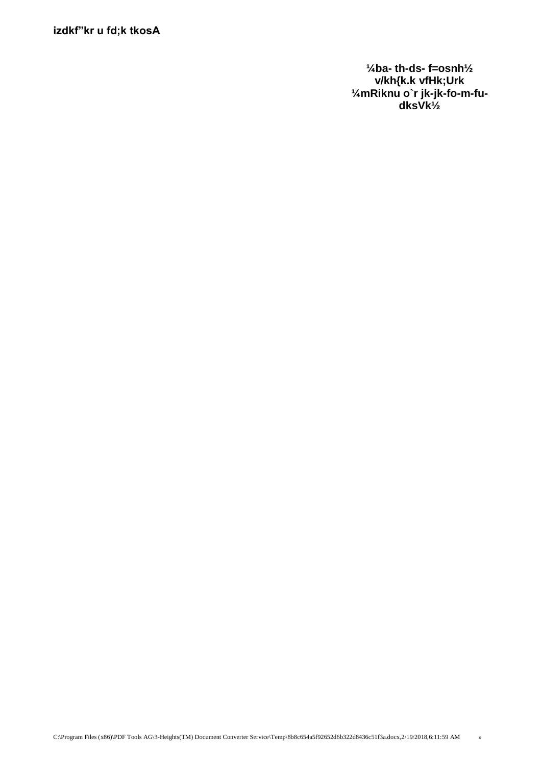**izdkf"kr u fd;k tkosA**

**¼ba- th-ds- f=osnh½**
**v/kh{k.k vfHk;Urk**
**¼mRiknu o`r jk-jk-fo-m-fu-dksVk½**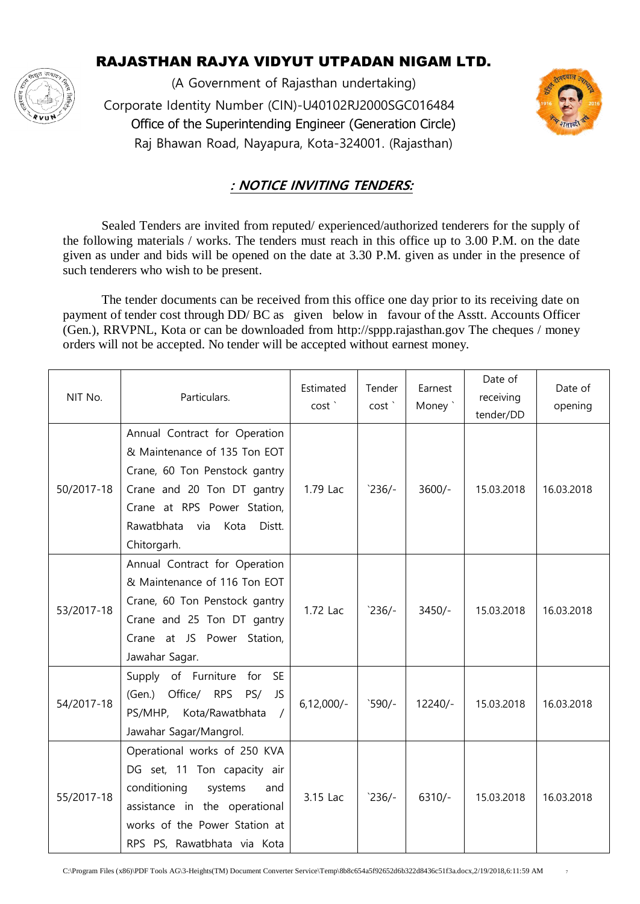# RAJASTHAN RAJYA VIDYUT UTPADAN NIGAM LTD.

(A Government of Rajasthan undertaking)

Corporate Identity Number (CIN)-U40102RJ2000SGC016484

Office of the Superintending Engineer (Generation Circle)

Raj Bhawan Road, Nayapura, Kota-324001. (Rajasthan)

## *: NOTICE INVITING TENDERS:*

Sealed Tenders are invited from reputed/ experienced/authorized tenderers for the supply of the following materials / works. The tenders must reach in this office up to 3.00 P.M. on the date given as under and bids will be opened on the date at 3.30 P.M. given as under in the presence of such tenderers who wish to be present.

The tender documents can be received from this office one day prior to its receiving date on payment of tender cost through DD/ BC as given below in favour of the Asstt. Accounts Officer (Gen.), RRVPNL, Kota or can be downloaded from http://sppp.rajasthan.gov The cheques / money orders will not be accepted. No tender will be accepted without earnest money.

| NIT No. | Particulars. | Estimated cost ` | Tender cost ` | Earnest Money ` | Date of receiving tender/DD | Date of opening |
|---|---|---|---|---|---|---|
| 50/2017-18 | Annual Contract for Operation & Maintenance of 135 Ton EOT Crane, 60 Ton Penstock gantry Crane and 20 Ton DT gantry Crane at RPS Power Station, Rawatbhata via Kota Distt. Chitorgarh. | 1.79 Lac | `236/- | 3600/- | 15.03.2018 | 16.03.2018 |
| 53/2017-18 | Annual Contract for Operation & Maintenance of 116 Ton EOT Crane, 60 Ton Penstock gantry Crane and 25 Ton DT gantry Crane at JS Power Station, Jawahar Sagar. | 1.72 Lac | `236/- | 3450/- | 15.03.2018 | 16.03.2018 |
| 54/2017-18 | Supply of Furniture for SE (Gen.) Office/ RPS PS/ JS PS/MHP, Kota/Rawatbhata / Jawahar Sagar/Mangrol. | 6,12,000/- | `590/- | 12240/- | 15.03.2018 | 16.03.2018 |
| 55/2017-18 | Operational works of 250 KVA DG set, 11 Ton capacity air conditioning systems and assistance in the operational works of the Power Station at RPS PS, Rawatbhata via Kota | 3.15 Lac | `236/- | 6310/- | 15.03.2018 | 16.03.2018 |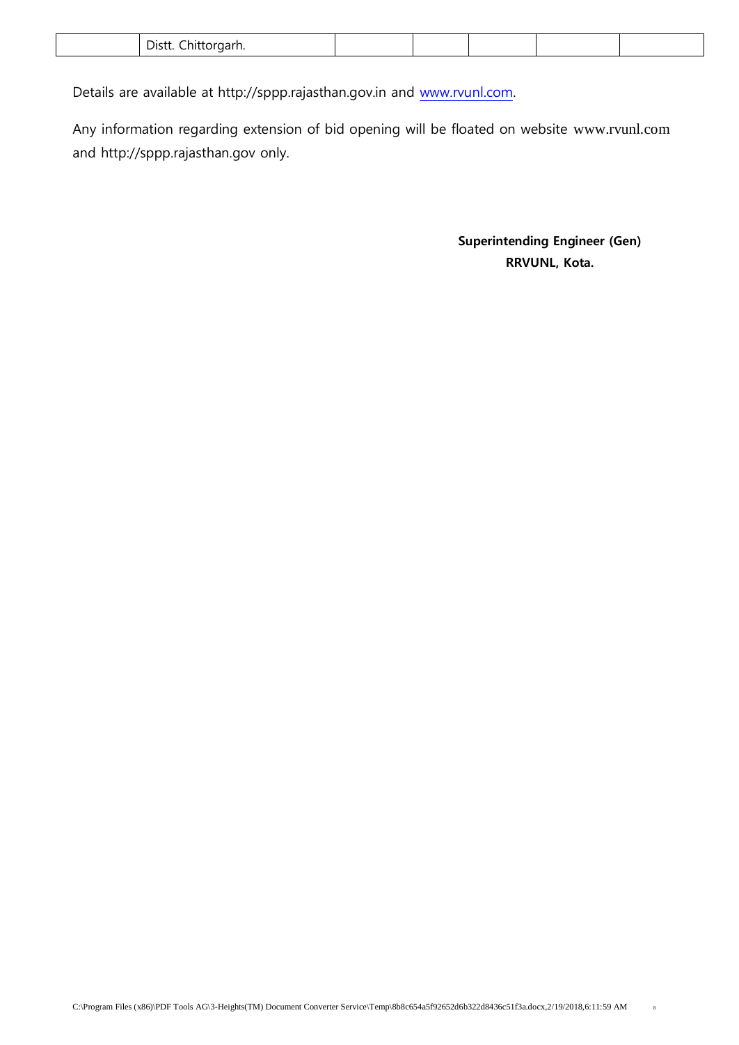|  | Distt. Chittorgarh. |  |  |  |  |  |
| --- | --- | --- | --- | --- | --- | --- |

Details are available at http://sppp.rajasthan.gov.in and www.rvunl.com.

Any information regarding extension of bid opening will be floated on website www.rvunl.com and http://sppp.rajasthan.gov only.

**Superintending Engineer (Gen)**
**RRVUNL, Kota.**

C:\Program Files (x86)\PDF Tools AG\3-Heights(TM) Document Converter Service\Temp\8b8c654a5f92652d6b322d8436c51f3a.docx,2/19/2018,6:11:59 AM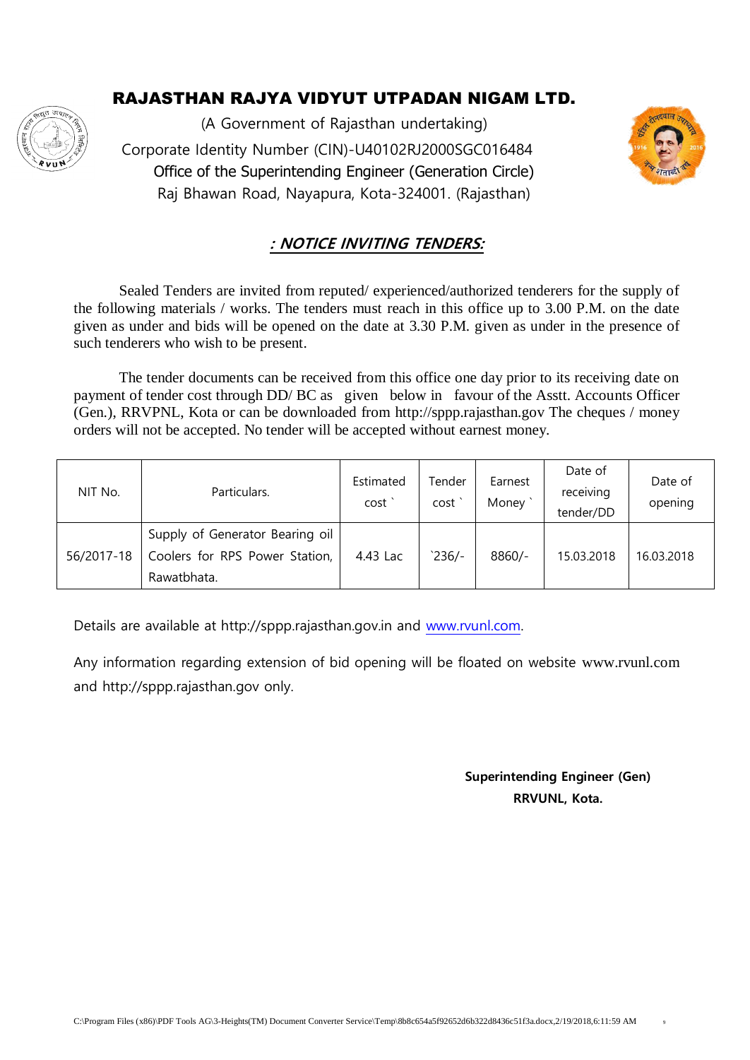# RAJASTHAN RAJYA VIDYUT UTPADAN NIGAM LTD.

(A Government of Rajasthan undertaking)

Corporate Identity Number (CIN)-U40102RJ2000SGC016484

Office of the Superintending Engineer (Generation Circle)

Raj Bhawan Road, Nayapura, Kota-324001. (Rajasthan)

## *: NOTICE INVITING TENDERS:*

Sealed Tenders are invited from reputed/ experienced/authorized tenderers for the supply of the following materials / works. The tenders must reach in this office up to 3.00 P.M. on the date given as under and bids will be opened on the date at 3.30 P.M. given as under in the presence of such tenderers who wish to be present.

The tender documents can be received from this office one day prior to its receiving date on payment of tender cost through DD/ BC as given below in favour of the Asstt. Accounts Officer (Gen.), RRVPNL, Kota or can be downloaded from http://sppp.rajasthan.gov The cheques / money orders will not be accepted. No tender will be accepted without earnest money.

| NIT No. | Particulars. | Estimated cost ` | Tender cost ` | Earnest Money ` | Date of receiving tender/DD | Date of opening |
|---|---|---|---|---|---|---|
| 56/2017-18 | Supply of Generator Bearing oil Coolers for RPS Power Station, Rawatbhata. | 4.43 Lac | `236/- | 8860/- | 15.03.2018 | 16.03.2018 |

Details are available at http://sppp.rajasthan.gov.in and www.rvunl.com.

Any information regarding extension of bid opening will be floated on website www.rvunl.com and http://sppp.rajasthan.gov only.

**Superintending Engineer (Gen)**

**RRVUNL, Kota.**